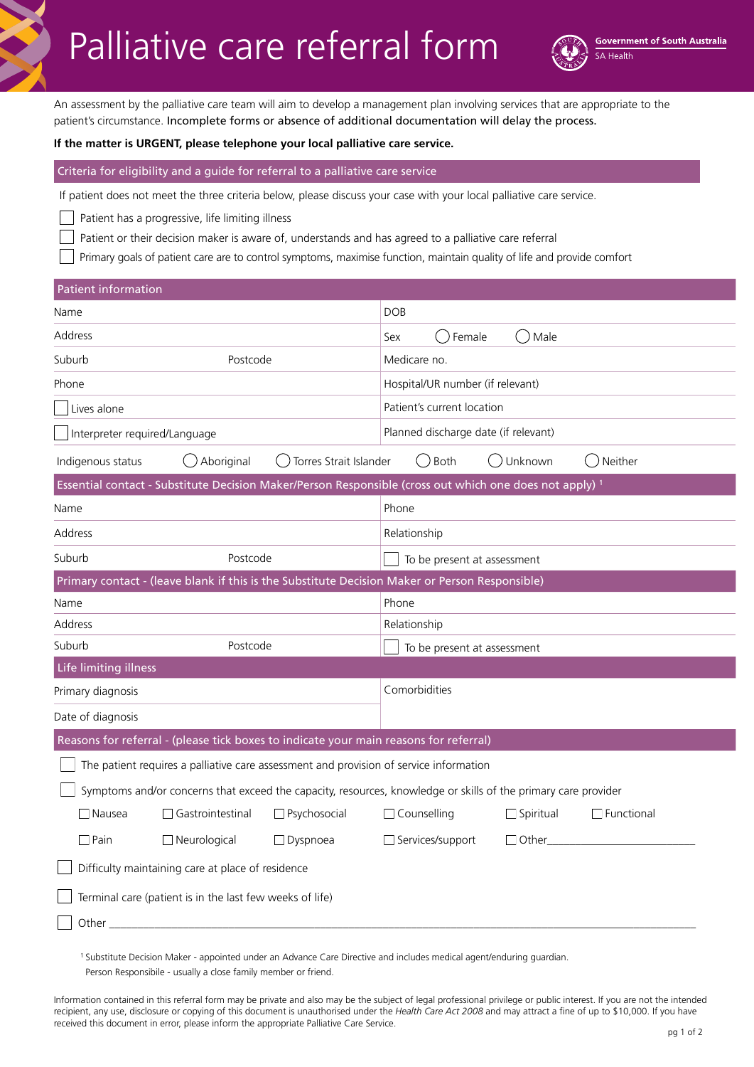# Palliative care referral form

Government of South Australia
SA Health

An assessment by the palliative care team will aim to develop a management plan involving services that are appropriate to the patient's circumstance. **Incomplete forms or absence of additional documentation will delay the process.**

**If the matter is URGENT, please telephone your local palliative care service.**

## Criteria for eligibility and a guide for referral to a palliative care service

If patient does not meet the three criteria below, please discuss your case with your local palliative care service.

- ☐ Patient has a progressive, life limiting illness
- ☐ Patient or their decision maker is aware of, understands and has agreed to a palliative care referral
- ☐ Primary goals of patient care are to control symptoms, maximise function, maintain quality of life and provide comfort

## Patient information

| | |
|---|---|
| Name | DOB |
| Address | Sex ◯ Female ◯ Male |
| Suburb Postcode | Medicare no. |
| Phone | Hospital/UR number (if relevant) |
| ☐ Lives alone | Patient's current location |
| ☐ Interpreter required/Language | Planned discharge date (if relevant) |

Indigenous status ◯ Aboriginal ◯ Torres Strait Islander ◯ Both ◯ Unknown ◯ Neither

## Essential contact - Substitute Decision Maker/Person Responsible (cross out which one does not apply) [1]

| | |
|---|---|
| Name | Phone |
| Address | Relationship |
| Suburb Postcode | ☐ To be present at assessment |

## Primary contact - (leave blank if this is the Substitute Decision Maker or Person Responsible)

| | |
|---|---|
| Name | Phone |
| Address | Relationship |
| Suburb Postcode | ☐ To be present at assessment |

## Life limiting illness

| | |
|---|---|
| Primary diagnosis | Comorbidities |
| Date of diagnosis | |

## Reasons for referral - (please tick boxes to indicate your main reasons for referral)

- ☐ The patient requires a palliative care assessment and provision of service information
- ☐ Symptoms and/or concerns that exceed the capacity, resources, knowledge or skills of the primary care provider

| | | | | | |
|---|---|---|---|---|---|
| ☐ Nausea | ☐ Gastrointestinal | ☐ Psychosocial | ☐ Counselling | ☐ Spiritual | ☐ Functional |
| ☐ Pain | ☐ Neurological | ☐ Dyspnoea | ☐ Services/support | ☐ Other_______________ | |

- ☐ Difficulty maintaining care at place of residence
- ☐ Terminal care (patient is in the last few weeks of life)
- ☐ Other ______________________________________________________________

[1] Substitute Decision Maker - appointed under an Advance Care Directive and includes medical agent/enduring guardian.
Person Responsibile - usually a close family member or friend.

Information contained in this referral form may be private and also may be the subject of legal professional privilege or public interest. If you are not the intended recipient, any use, disclosure or copying of this document is unauthorised under the *Health Care Act 2008* and may attract a fine of up to $10,000. If you have received this document in error, please inform the appropriate Palliative Care Service.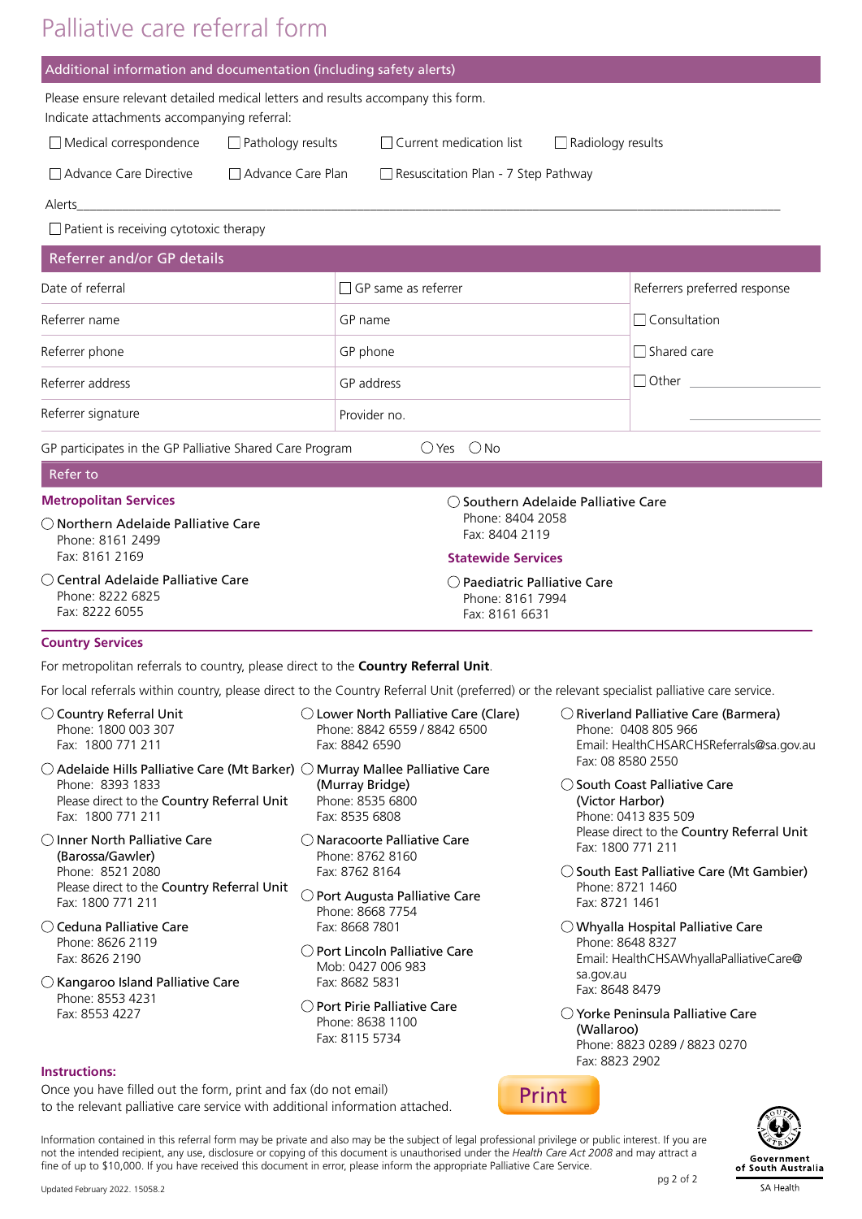# Palliative care referral form

## Additional information and documentation (including safety alerts)

Please ensure relevant detailed medical letters and results accompany this form.
Indicate attachments accompanying referral:

☐ Medical correspondence ☐ Pathology results ☐ Current medication list ☐ Radiology results

☐ Advance Care Directive ☐ Advance Care Plan ☐ Resuscitation Plan - 7 Step Pathway

Alerts\_\_\_\_\_\_\_\_\_\_\_\_\_\_\_\_\_\_\_\_\_\_\_\_\_\_\_\_\_\_\_\_\_\_\_\_\_\_\_\_

☐ Patient is receiving cytotoxic therapy

## Referrer and/or GP details

| | | |
|---|---|---|
| Date of referral | ☐ GP same as referrer | Referrers preferred response |
| Referrer name | GP name | ☐ Consultation |
| Referrer phone | GP phone | ☐ Shared care |
| Referrer address | GP address | ☐ Other \_\_\_\_\_\_\_\_ |
| Referrer signature | Provider no. | \_\_\_\_\_\_\_\_ |

GP participates in the GP Palliative Shared Care Program ◯ Yes ◯ No

## Refer to

### Metropolitan Services

◯ Northern Adelaide Palliative Care
Phone: 8161 2499
Fax: 8161 2169

◯ Central Adelaide Palliative Care
Phone: 8222 6825
Fax: 8222 6055

◯ Southern Adelaide Palliative Care
Phone: 8404 2058
Fax: 8404 2119

### Statewide Services

◯ Paediatric Palliative Care
Phone: 8161 7994
Fax: 8161 6631

### Country Services

For metropolitan referrals to country, please direct to the **Country Referral Unit**.

For local referrals within country, please direct to the Country Referral Unit (preferred) or the relevant specialist palliative care service.

◯ Country Referral Unit
Phone: 1800 003 307
Fax: 1800 771 211

◯ Adelaide Hills Palliative Care (Mt Barker)
Phone: 8393 1833
Please direct to the Country Referral Unit
Fax: 1800 771 211

◯ Inner North Palliative Care (Barossa/Gawler)
Phone: 8521 2080
Please direct to the Country Referral Unit
Fax: 1800 771 211

◯ Ceduna Palliative Care
Phone: 8626 2119
Fax: 8626 2190

◯ Kangaroo Island Palliative Care
Phone: 8553 4231
Fax: 8553 4227

◯ Lower North Palliative Care (Clare)
Phone: 8842 6559 / 8842 6500
Fax: 8842 6590

◯ Murray Mallee Palliative Care (Murray Bridge)
Phone: 8535 6800
Fax: 8535 6808

◯ Naracoorte Palliative Care
Phone: 8762 8160
Fax: 8762 8164

◯ Port Augusta Palliative Care
Phone: 8668 7754
Fax: 8668 7801

◯ Port Lincoln Palliative Care
Mob: 0427 006 983
Fax: 8682 5831

◯ Port Pirie Palliative Care
Phone: 8638 1100
Fax: 8115 5734

◯ Riverland Palliative Care (Barmera)
Phone: 0408 805 966
Email: HealthCHSARCHSReferrals@sa.gov.au
Fax: 08 8580 2550

◯ South Coast Palliative Care (Victor Harbor)
Phone: 0413 835 509
Please direct to the Country Referral Unit
Fax: 1800 771 211

◯ South East Palliative Care (Mt Gambier)
Phone: 8721 1460
Fax: 8721 1461

◯ Whyalla Hospital Palliative Care
Phone: 8648 8327
Email: HealthCHSAWhyallaPalliativeCare@sa.gov.au
Fax: 8648 8479

◯ Yorke Peninsula Palliative Care (Wallaroo)
Phone: 8823 0289 / 8823 0270
Fax: 8823 2902

### Instructions:

Once you have filled out the form, print and fax (do not email) to the relevant palliative care service with additional information attached.

Print

Information contained in this referral form may be private and also may be the subject of legal professional privilege or public interest. If you are not the intended recipient, any use, disclosure or copying of this document is unauthorised under the *Health Care Act 2008* and may attract a fine of up to $10,000. If you have received this document in error, please inform the appropriate Palliative Care Service.

Updated February 2022. 15058.2

Government of South Australia
SA Health